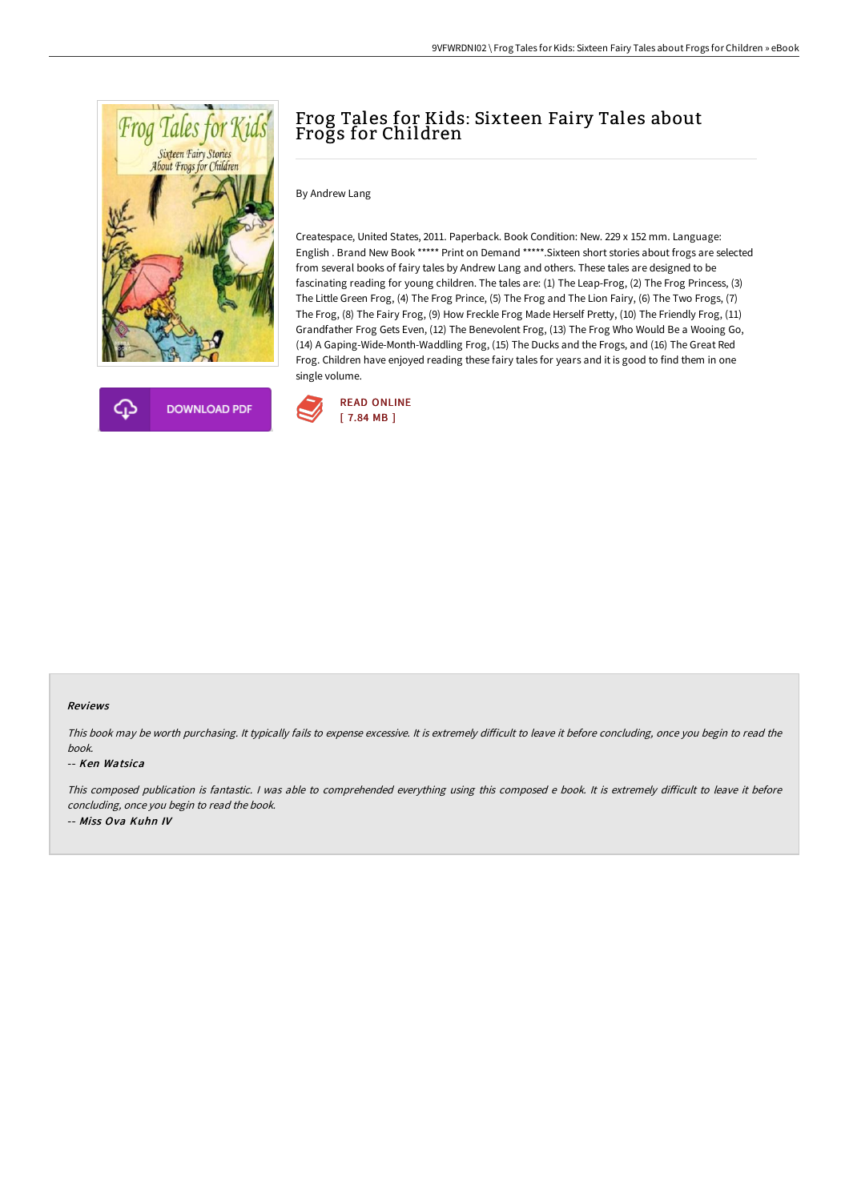# Frog Tales for Kids: Sixteen Fairy Tales about Frogs for Children

By Andrew Lang

Createspace, United States, 2011. Paperback. Book Condition: New. 229 x 152 mm. Language: English . Brand New Book ***** Print on Demand *****.Sixteen short stories about frogs are selected from several books of fairy tales by Andrew Lang and others. These tales are designed to be fascinating reading for young children. The tales are: (1) The Leap-Frog, (2) The Frog Princess, (3) The Little Green Frog, (4) The Frog Prince, (5) The Frog and The Lion Fairy, (6) The Two Frogs, (7) The Frog, (8) The Fairy Frog, (9) How Freckle Frog Made Herself Pretty, (10) The Friendly Frog, (11) Grandfather Frog Gets Even, (12) The Benevolent Frog, (13) The Frog Who Would Be a Wooing Go, (14) A Gaping-Wide-Month-Waddling Frog, (15) The Ducks and the Frogs, and (16) The Great Red Frog. Children have enjoyed reading these fairy tales for years and it is good to find them in one single volume.

DOWNLOAD PDF

READ ONLINE
[ 7.84 MB ]

### Reviews

*This book may be worth purchasing. It typically fails to expense excessive. It is extremely difficult to leave it before concluding, once you begin to read the book.*

-- *Ken Watsica*

*This composed publication is fantastic. I was able to comprehended everything using this composed e book. It is extremely difficult to leave it before concluding, once you begin to read the book.*

-- *Miss Ova Kuhn IV*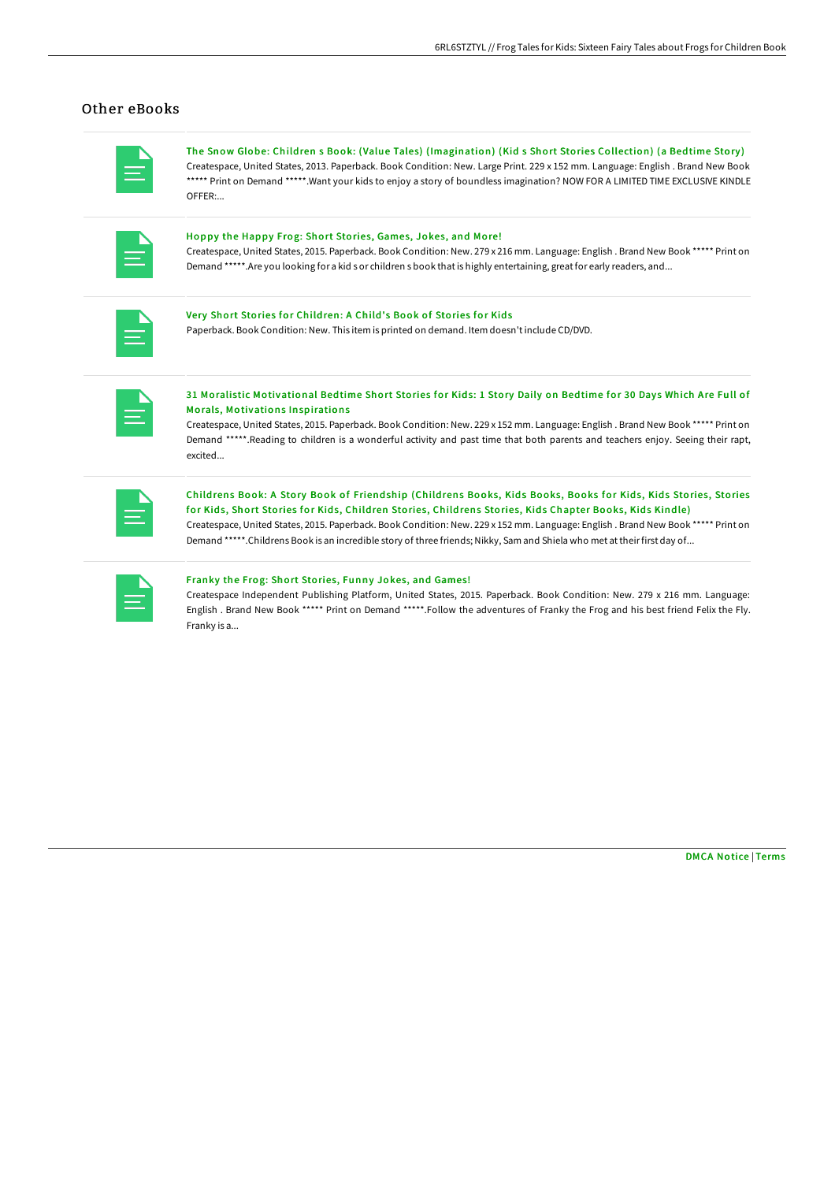## Other eBooks

**The Snow Globe: Children s Book: (Value Tales) (Imagination) (Kid s Short Stories Collection) (a Bedtime Story)**
Createspace, United States, 2013. Paperback. Book Condition: New. Large Print. 229 x 152 mm. Language: English . Brand New Book ***** Print on Demand *****.Want your kids to enjoy a story of boundless imagination? NOW FOR A LIMITED TIME EXCLUSIVE KINDLE OFFER:...

**Hoppy the Happy Frog: Short Stories, Games, Jokes, and More!**
Createspace, United States, 2015. Paperback. Book Condition: New. 279 x 216 mm. Language: English . Brand New Book ***** Print on Demand *****.Are you looking for a kid s or children s book that is highly entertaining, great for early readers, and...

**Very Short Stories for Children: A Child's Book of Stories for Kids**
Paperback. Book Condition: New. This item is printed on demand. Item doesn't include CD/DVD.

**31 Moralistic Motivational Bedtime Short Stories for Kids: 1 Story Daily on Bedtime for 30 Days Which Are Full of Morals, Motivations Inspirations**
Createspace, United States, 2015. Paperback. Book Condition: New. 229 x 152 mm. Language: English . Brand New Book ***** Print on Demand *****.Reading to children is a wonderful activity and past time that both parents and teachers enjoy. Seeing their rapt, excited...

**Childrens Book: A Story Book of Friendship (Childrens Books, Kids Books, Books for Kids, Kids Stories, Stories for Kids, Short Stories for Kids, Children Stories, Childrens Stories, Kids Chapter Books, Kids Kindle)**
Createspace, United States, 2015. Paperback. Book Condition: New. 229 x 152 mm. Language: English . Brand New Book ***** Print on Demand *****.Childrens Book is an incredible story of three friends; Nikky, Sam and Shiela who met at their first day of...

**Franky the Frog: Short Stories, Funny Jokes, and Games!**
Createspace Independent Publishing Platform, United States, 2015. Paperback. Book Condition: New. 279 x 216 mm. Language: English . Brand New Book ***** Print on Demand *****.Follow the adventures of Franky the Frog and his best friend Felix the Fly. Franky is a...